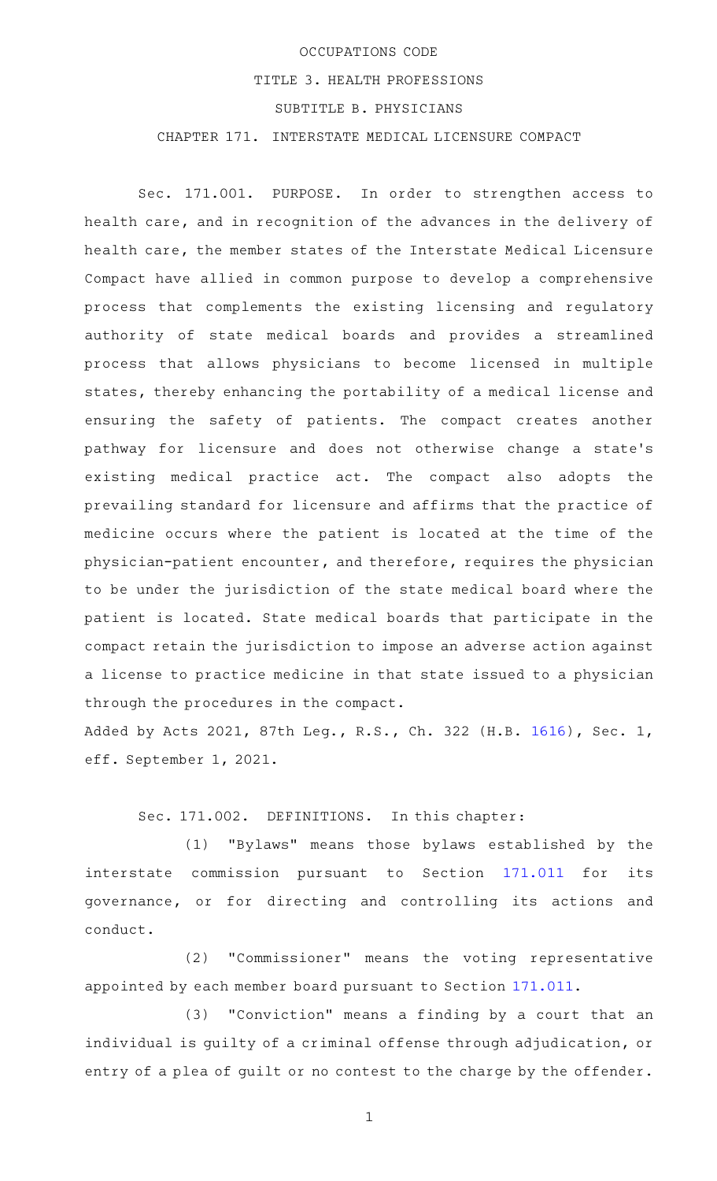OCCUPATIONS CODE

TITLE 3. HEALTH PROFESSIONS

SUBTITLE B. PHYSICIANS

CHAPTER 171. INTERSTATE MEDICAL LICENSURE COMPACT

Sec. 171.001. PURPOSE. In order to strengthen access to health care, and in recognition of the advances in the delivery of health care, the member states of the Interstate Medical Licensure Compact have allied in common purpose to develop a comprehensive process that complements the existing licensing and regulatory authority of state medical boards and provides a streamlined process that allows physicians to become licensed in multiple states, thereby enhancing the portability of a medical license and ensuring the safety of patients. The compact creates another pathway for licensure and does not otherwise change a state's existing medical practice act. The compact also adopts the prevailing standard for licensure and affirms that the practice of medicine occurs where the patient is located at the time of the physician-patient encounter, and therefore, requires the physician to be under the jurisdiction of the state medical board where the patient is located. State medical boards that participate in the compact retain the jurisdiction to impose an adverse action against a license to practice medicine in that state issued to a physician through the procedures in the compact.

Added by Acts 2021, 87th Leg., R.S., Ch. 322 (H.B. 1616), Sec. 1, eff. September 1, 2021.

Sec. 171.002. DEFINITIONS. In this chapter:

(1) "Bylaws" means those bylaws established by the interstate commission pursuant to Section 171.011 for its governance, or for directing and controlling its actions and conduct.

(2) "Commissioner" means the voting representative appointed by each member board pursuant to Section 171.011.

(3) "Conviction" means a finding by a court that an individual is guilty of a criminal offense through adjudication, or entry of a plea of guilt or no contest to the charge by the offender.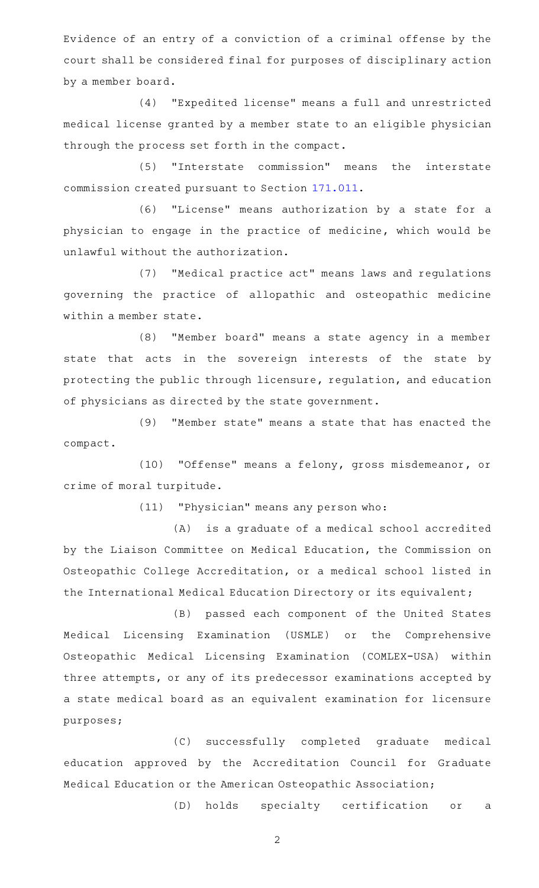Evidence of an entry of a conviction of a criminal offense by the court shall be considered final for purposes of disciplinary action by a member board.

(4) "Expedited license" means a full and unrestricted medical license granted by a member state to an eligible physician through the process set forth in the compact.

(5) "Interstate commission" means the interstate commission created pursuant to Section 171.011.

(6) "License" means authorization by a state for a physician to engage in the practice of medicine, which would be unlawful without the authorization.

(7) "Medical practice act" means laws and regulations governing the practice of allopathic and osteopathic medicine within a member state.

(8) "Member board" means a state agency in a member state that acts in the sovereign interests of the state by protecting the public through licensure, regulation, and education of physicians as directed by the state government.

(9) "Member state" means a state that has enacted the compact.

(10) "Offense" means a felony, gross misdemeanor, or crime of moral turpitude.

(11) "Physician" means any person who:

(A) is a graduate of a medical school accredited by the Liaison Committee on Medical Education, the Commission on Osteopathic College Accreditation, or a medical school listed in the International Medical Education Directory or its equivalent;

(B) passed each component of the United States Medical Licensing Examination (USMLE) or the Comprehensive Osteopathic Medical Licensing Examination (COMLEX-USA) within three attempts, or any of its predecessor examinations accepted by a state medical board as an equivalent examination for licensure purposes;

(C) successfully completed graduate medical education approved by the Accreditation Council for Graduate Medical Education or the American Osteopathic Association;

(D) holds specialty certification or a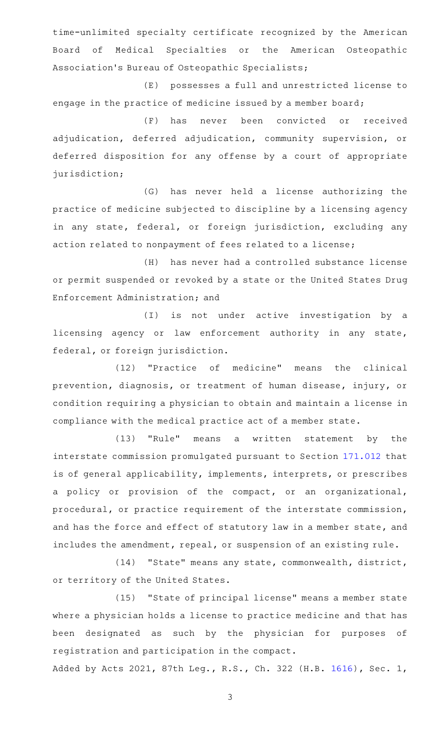time-unlimited specialty certificate recognized by the American Board of Medical Specialties or the American Osteopathic Association's Bureau of Osteopathic Specialists;

(E) possesses a full and unrestricted license to engage in the practice of medicine issued by a member board;

(F) has never been convicted or received adjudication, deferred adjudication, community supervision, or deferred disposition for any offense by a court of appropriate jurisdiction;

(G) has never held a license authorizing the practice of medicine subjected to discipline by a licensing agency in any state, federal, or foreign jurisdiction, excluding any action related to nonpayment of fees related to a license;

(H) has never had a controlled substance license or permit suspended or revoked by a state or the United States Drug Enforcement Administration; and

(I) is not under active investigation by a licensing agency or law enforcement authority in any state, federal, or foreign jurisdiction.

(12) "Practice of medicine" means the clinical prevention, diagnosis, or treatment of human disease, injury, or condition requiring a physician to obtain and maintain a license in compliance with the medical practice act of a member state.

(13) "Rule" means a written statement by the interstate commission promulgated pursuant to Section 171.012 that is of general applicability, implements, interprets, or prescribes a policy or provision of the compact, or an organizational, procedural, or practice requirement of the interstate commission, and has the force and effect of statutory law in a member state, and includes the amendment, repeal, or suspension of an existing rule.

(14) "State" means any state, commonwealth, district, or territory of the United States.

(15) "State of principal license" means a member state where a physician holds a license to practice medicine and that has been designated as such by the physician for purposes of registration and participation in the compact.

Added by Acts 2021, 87th Leg., R.S., Ch. 322 (H.B. 1616), Sec. 1,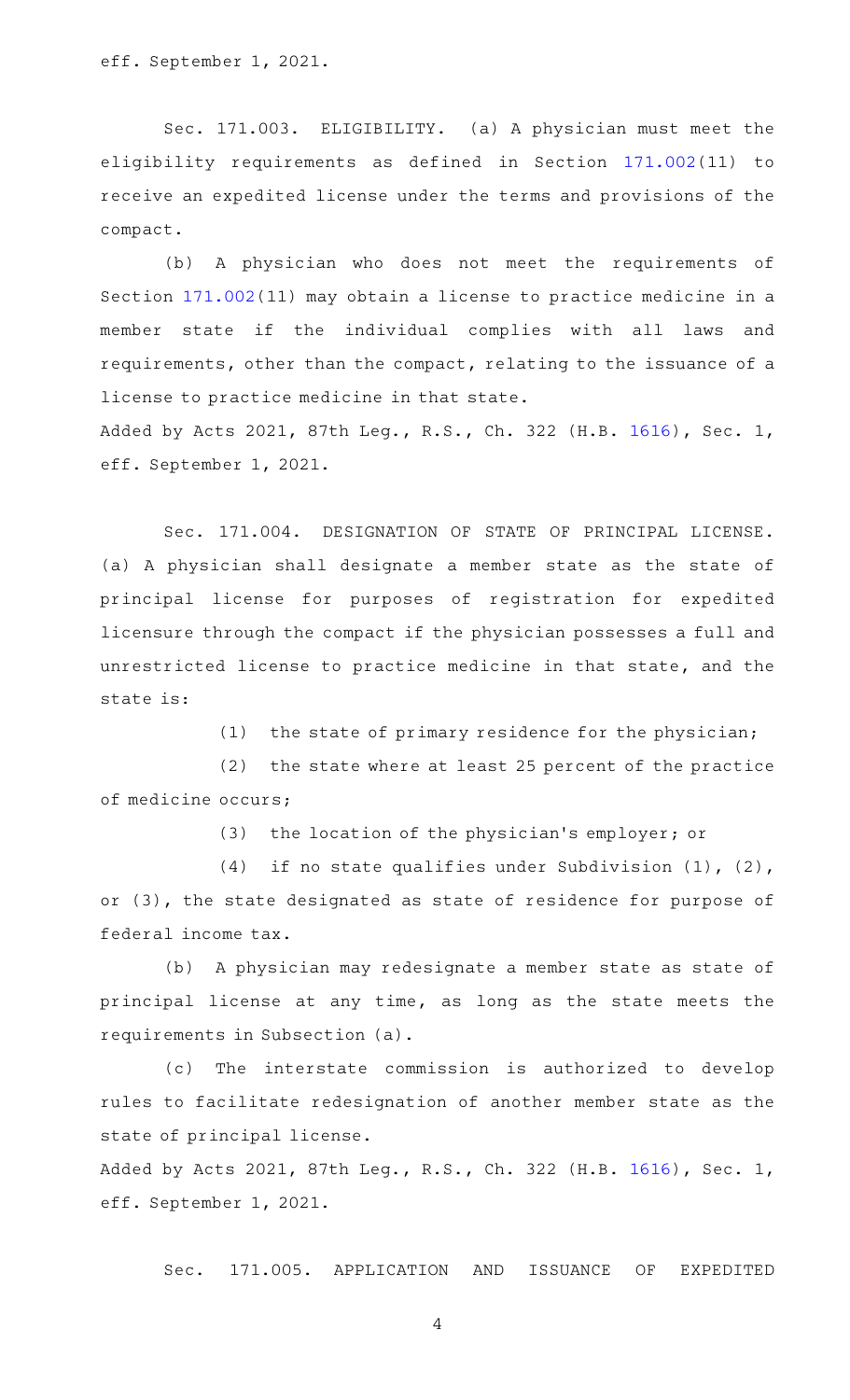eff. September 1, 2021.

Sec. 171.003. ELIGIBILITY. (a) A physician must meet the eligibility requirements as defined in Section 171.002(11) to receive an expedited license under the terms and provisions of the compact.

(b) A physician who does not meet the requirements of Section 171.002(11) may obtain a license to practice medicine in a member state if the individual complies with all laws and requirements, other than the compact, relating to the issuance of a license to practice medicine in that state.

Added by Acts 2021, 87th Leg., R.S., Ch. 322 (H.B. 1616), Sec. 1, eff. September 1, 2021.

Sec. 171.004. DESIGNATION OF STATE OF PRINCIPAL LICENSE. (a) A physician shall designate a member state as the state of principal license for purposes of registration for expedited licensure through the compact if the physician possesses a full and unrestricted license to practice medicine in that state, and the state is:

(1) the state of primary residence for the physician;

(2) the state where at least 25 percent of the practice of medicine occurs;

(3) the location of the physician's employer; or

(4) if no state qualifies under Subdivision (1), (2), or (3), the state designated as state of residence for purpose of federal income tax.

(b) A physician may redesignate a member state as state of principal license at any time, as long as the state meets the requirements in Subsection (a).

(c) The interstate commission is authorized to develop rules to facilitate redesignation of another member state as the state of principal license.

Added by Acts 2021, 87th Leg., R.S., Ch. 322 (H.B. 1616), Sec. 1, eff. September 1, 2021.

Sec. 171.005. APPLICATION AND ISSUANCE OF EXPEDITED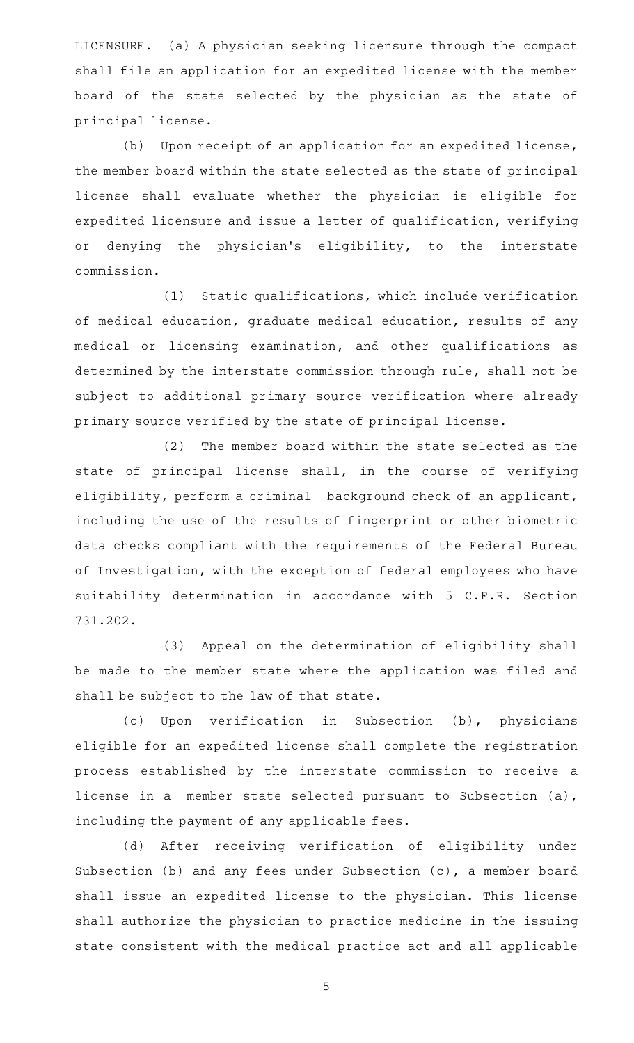LICENSURE. (a) A physician seeking licensure through the compact shall file an application for an expedited license with the member board of the state selected by the physician as the state of principal license.

(b) Upon receipt of an application for an expedited license, the member board within the state selected as the state of principal license shall evaluate whether the physician is eligible for expedited licensure and issue a letter of qualification, verifying or denying the physician's eligibility, to the interstate commission.

(1) Static qualifications, which include verification of medical education, graduate medical education, results of any medical or licensing examination, and other qualifications as determined by the interstate commission through rule, shall not be subject to additional primary source verification where already primary source verified by the state of principal license.

(2) The member board within the state selected as the state of principal license shall, in the course of verifying eligibility, perform a criminal background check of an applicant, including the use of the results of fingerprint or other biometric data checks compliant with the requirements of the Federal Bureau of Investigation, with the exception of federal employees who have suitability determination in accordance with 5 C.F.R. Section 731.202.

(3) Appeal on the determination of eligibility shall be made to the member state where the application was filed and shall be subject to the law of that state.

(c) Upon verification in Subsection (b), physicians eligible for an expedited license shall complete the registration process established by the interstate commission to receive a license in a member state selected pursuant to Subsection (a), including the payment of any applicable fees.

(d) After receiving verification of eligibility under Subsection (b) and any fees under Subsection (c), a member board shall issue an expedited license to the physician. This license shall authorize the physician to practice medicine in the issuing state consistent with the medical practice act and all applicable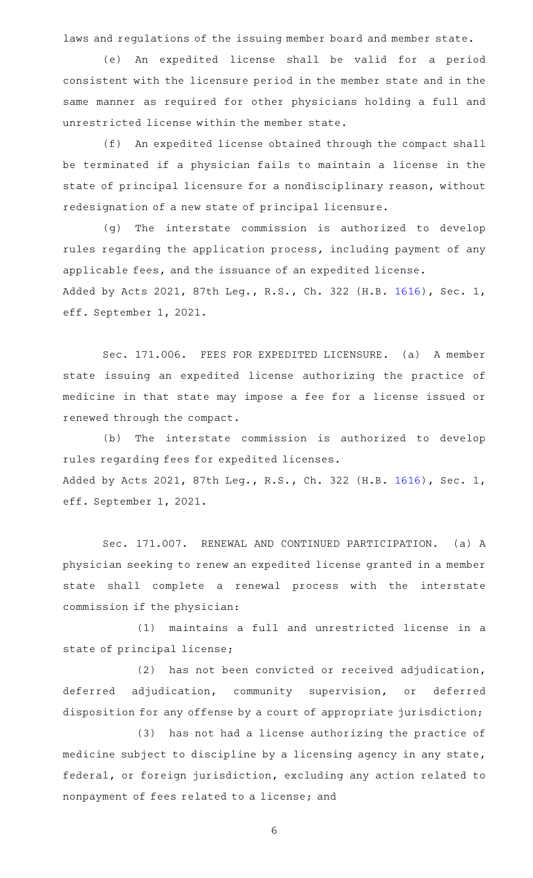laws and regulations of the issuing member board and member state.

(e) An expedited license shall be valid for a period consistent with the licensure period in the member state and in the same manner as required for other physicians holding a full and unrestricted license within the member state.

(f) An expedited license obtained through the compact shall be terminated if a physician fails to maintain a license in the state of principal licensure for a nondisciplinary reason, without redesignation of a new state of principal licensure.

(g) The interstate commission is authorized to develop rules regarding the application process, including payment of any applicable fees, and the issuance of an expedited license.

Added by Acts 2021, 87th Leg., R.S., Ch. 322 (H.B. 1616), Sec. 1, eff. September 1, 2021.

Sec. 171.006. FEES FOR EXPEDITED LICENSURE. (a) A member state issuing an expedited license authorizing the practice of medicine in that state may impose a fee for a license issued or renewed through the compact.

(b) The interstate commission is authorized to develop rules regarding fees for expedited licenses.

Added by Acts 2021, 87th Leg., R.S., Ch. 322 (H.B. 1616), Sec. 1, eff. September 1, 2021.

Sec. 171.007. RENEWAL AND CONTINUED PARTICIPATION. (a) A physician seeking to renew an expedited license granted in a member state shall complete a renewal process with the interstate commission if the physician:

(1) maintains a full and unrestricted license in a state of principal license;

(2) has not been convicted or received adjudication, deferred adjudication, community supervision, or deferred disposition for any offense by a court of appropriate jurisdiction;

(3) has not had a license authorizing the practice of medicine subject to discipline by a licensing agency in any state, federal, or foreign jurisdiction, excluding any action related to nonpayment of fees related to a license; and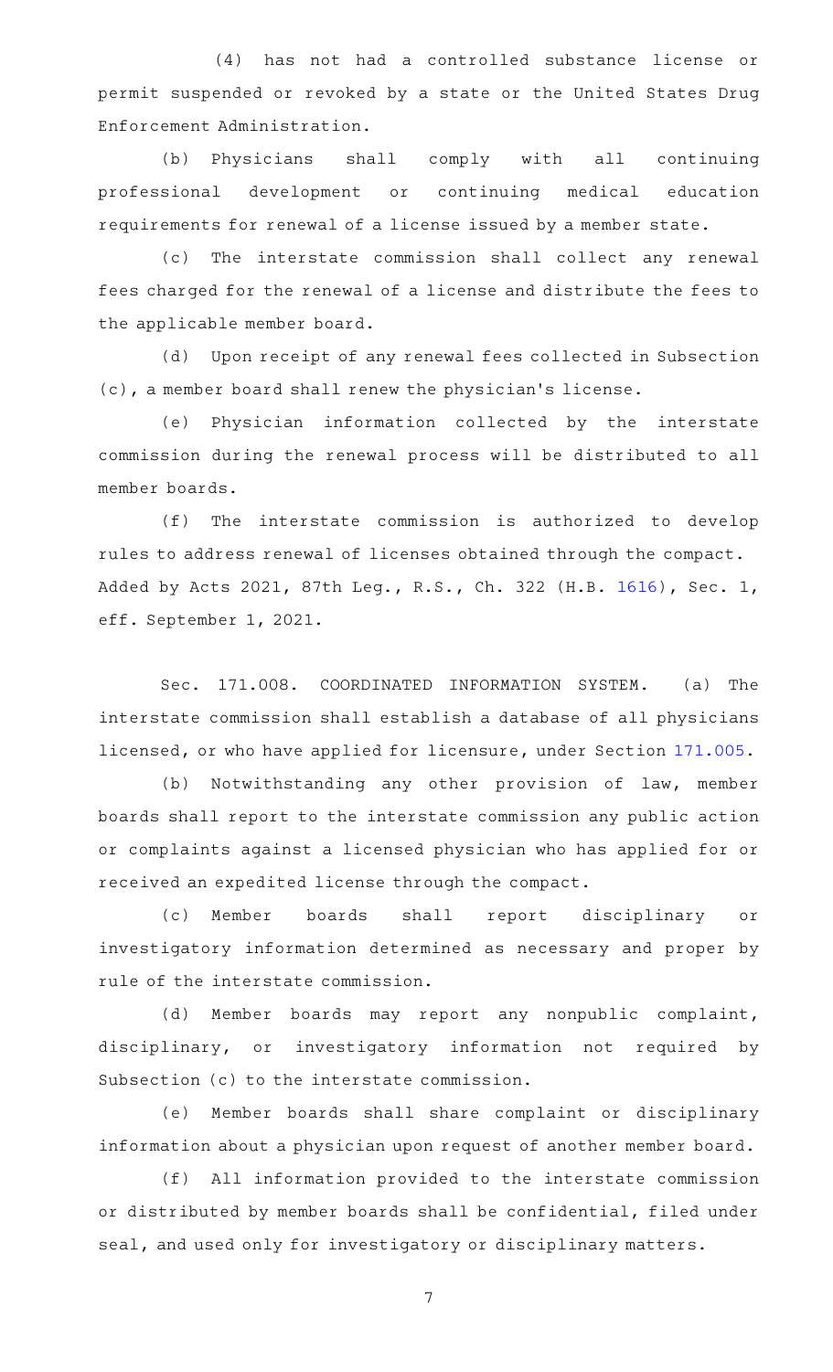(4) has not had a controlled substance license or permit suspended or revoked by a state or the United States Drug Enforcement Administration.

(b) Physicians shall comply with all continuing professional development or continuing medical education requirements for renewal of a license issued by a member state.

(c) The interstate commission shall collect any renewal fees charged for the renewal of a license and distribute the fees to the applicable member board.

(d) Upon receipt of any renewal fees collected in Subsection (c), a member board shall renew the physician's license.

(e) Physician information collected by the interstate commission during the renewal process will be distributed to all member boards.

(f) The interstate commission is authorized to develop rules to address renewal of licenses obtained through the compact.

Added by Acts 2021, 87th Leg., R.S., Ch. 322 (H.B. 1616), Sec. 1, eff. September 1, 2021.

Sec. 171.008. COORDINATED INFORMATION SYSTEM. (a) The interstate commission shall establish a database of all physicians licensed, or who have applied for licensure, under Section 171.005.

(b) Notwithstanding any other provision of law, member boards shall report to the interstate commission any public action or complaints against a licensed physician who has applied for or received an expedited license through the compact.

(c) Member boards shall report disciplinary or investigatory information determined as necessary and proper by rule of the interstate commission.

(d) Member boards may report any nonpublic complaint, disciplinary, or investigatory information not required by Subsection (c) to the interstate commission.

(e) Member boards shall share complaint or disciplinary information about a physician upon request of another member board.

(f) All information provided to the interstate commission or distributed by member boards shall be confidential, filed under seal, and used only for investigatory or disciplinary matters.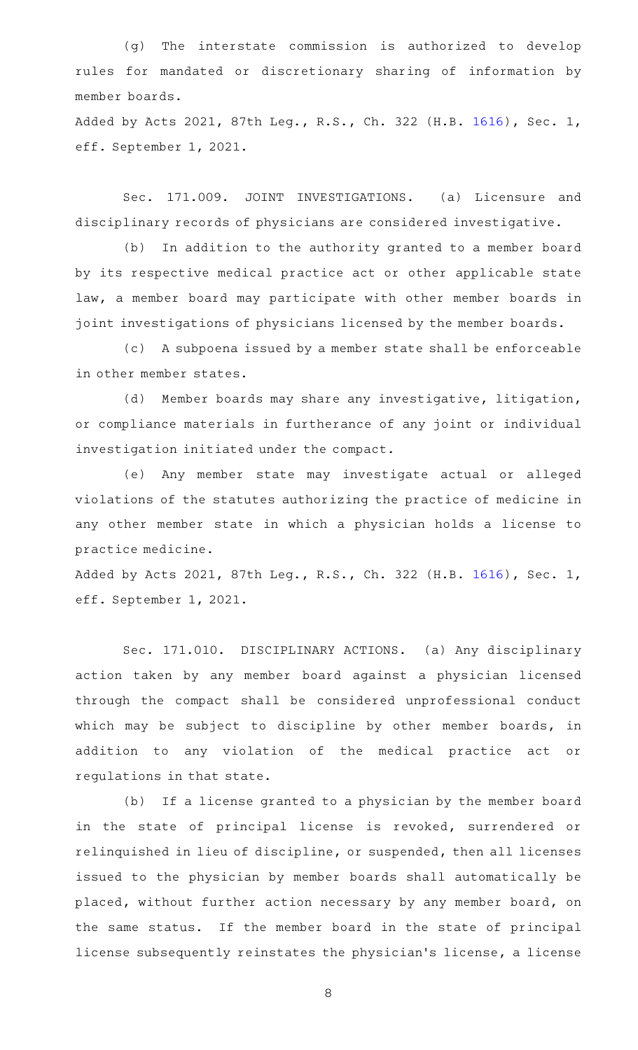(g) The interstate commission is authorized to develop rules for mandated or discretionary sharing of information by member boards.

Added by Acts 2021, 87th Leg., R.S., Ch. 322 (H.B. 1616), Sec. 1, eff. September 1, 2021.

Sec. 171.009. JOINT INVESTIGATIONS. (a) Licensure and disciplinary records of physicians are considered investigative.

(b) In addition to the authority granted to a member board by its respective medical practice act or other applicable state law, a member board may participate with other member boards in joint investigations of physicians licensed by the member boards.

(c) A subpoena issued by a member state shall be enforceable in other member states.

(d) Member boards may share any investigative, litigation, or compliance materials in furtherance of any joint or individual investigation initiated under the compact.

(e) Any member state may investigate actual or alleged violations of the statutes authorizing the practice of medicine in any other member state in which a physician holds a license to practice medicine.

Added by Acts 2021, 87th Leg., R.S., Ch. 322 (H.B. 1616), Sec. 1, eff. September 1, 2021.

Sec. 171.010. DISCIPLINARY ACTIONS. (a) Any disciplinary action taken by any member board against a physician licensed through the compact shall be considered unprofessional conduct which may be subject to discipline by other member boards, in addition to any violation of the medical practice act or regulations in that state.

(b) If a license granted to a physician by the member board in the state of principal license is revoked, surrendered or relinquished in lieu of discipline, or suspended, then all licenses issued to the physician by member boards shall automatically be placed, without further action necessary by any member board, on the same status. If the member board in the state of principal license subsequently reinstates the physician's license, a license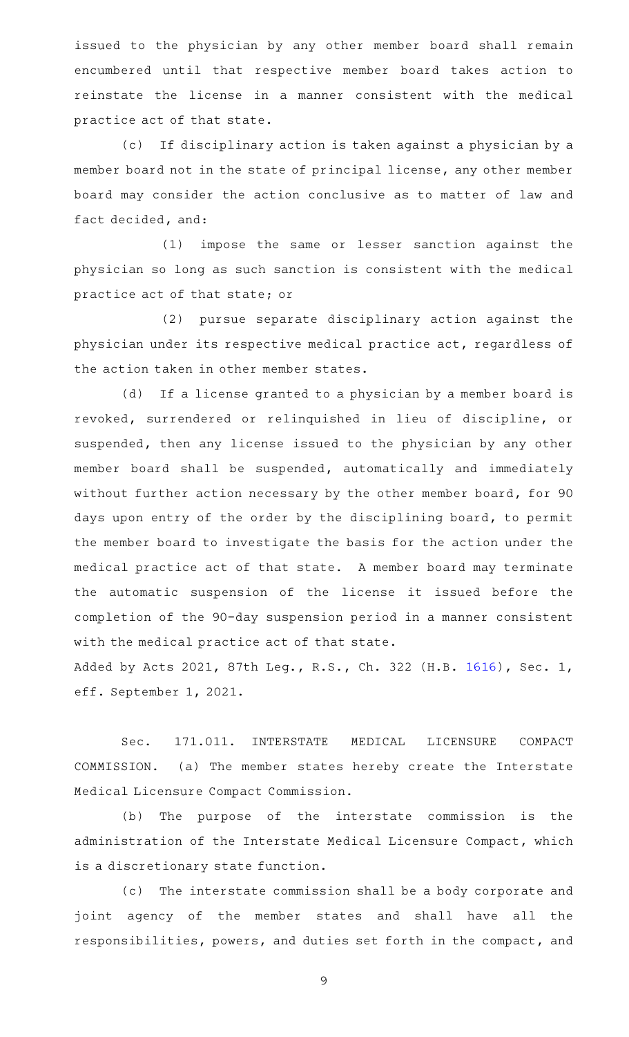issued to the physician by any other member board shall remain encumbered until that respective member board takes action to reinstate the license in a manner consistent with the medical practice act of that state.

(c) If disciplinary action is taken against a physician by a member board not in the state of principal license, any other member board may consider the action conclusive as to matter of law and fact decided, and:

(1) impose the same or lesser sanction against the physician so long as such sanction is consistent with the medical practice act of that state; or

(2) pursue separate disciplinary action against the physician under its respective medical practice act, regardless of the action taken in other member states.

(d) If a license granted to a physician by a member board is revoked, surrendered or relinquished in lieu of discipline, or suspended, then any license issued to the physician by any other member board shall be suspended, automatically and immediately without further action necessary by the other member board, for 90 days upon entry of the order by the disciplining board, to permit the member board to investigate the basis for the action under the medical practice act of that state. A member board may terminate the automatic suspension of the license it issued before the completion of the 90-day suspension period in a manner consistent with the medical practice act of that state.

Added by Acts 2021, 87th Leg., R.S., Ch. 322 (H.B. 1616), Sec. 1, eff. September 1, 2021.

Sec. 171.011. INTERSTATE MEDICAL LICENSURE COMPACT COMMISSION. (a) The member states hereby create the Interstate Medical Licensure Compact Commission.

(b) The purpose of the interstate commission is the administration of the Interstate Medical Licensure Compact, which is a discretionary state function.

(c) The interstate commission shall be a body corporate and joint agency of the member states and shall have all the responsibilities, powers, and duties set forth in the compact, and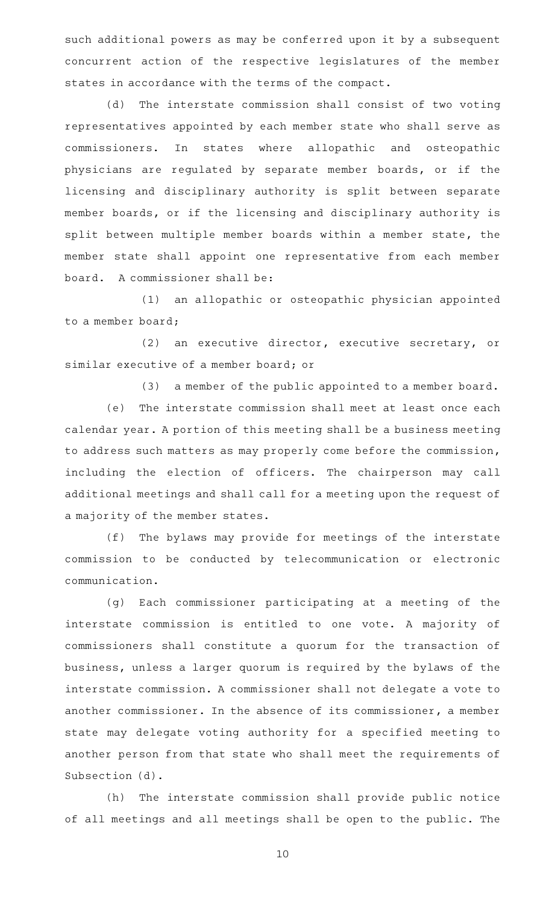such additional powers as may be conferred upon it by a subsequent concurrent action of the respective legislatures of the member states in accordance with the terms of the compact.

(d) The interstate commission shall consist of two voting representatives appointed by each member state who shall serve as commissioners. In states where allopathic and osteopathic physicians are regulated by separate member boards, or if the licensing and disciplinary authority is split between separate member boards, or if the licensing and disciplinary authority is split between multiple member boards within a member state, the member state shall appoint one representative from each member board. A commissioner shall be:

(1) an allopathic or osteopathic physician appointed to a member board;

(2) an executive director, executive secretary, or similar executive of a member board; or

(3) a member of the public appointed to a member board.

(e) The interstate commission shall meet at least once each calendar year. A portion of this meeting shall be a business meeting to address such matters as may properly come before the commission, including the election of officers. The chairperson may call additional meetings and shall call for a meeting upon the request of a majority of the member states.

(f) The bylaws may provide for meetings of the interstate commission to be conducted by telecommunication or electronic communication.

(g) Each commissioner participating at a meeting of the interstate commission is entitled to one vote. A majority of commissioners shall constitute a quorum for the transaction of business, unless a larger quorum is required by the bylaws of the interstate commission. A commissioner shall not delegate a vote to another commissioner. In the absence of its commissioner, a member state may delegate voting authority for a specified meeting to another person from that state who shall meet the requirements of Subsection (d).

(h) The interstate commission shall provide public notice of all meetings and all meetings shall be open to the public. The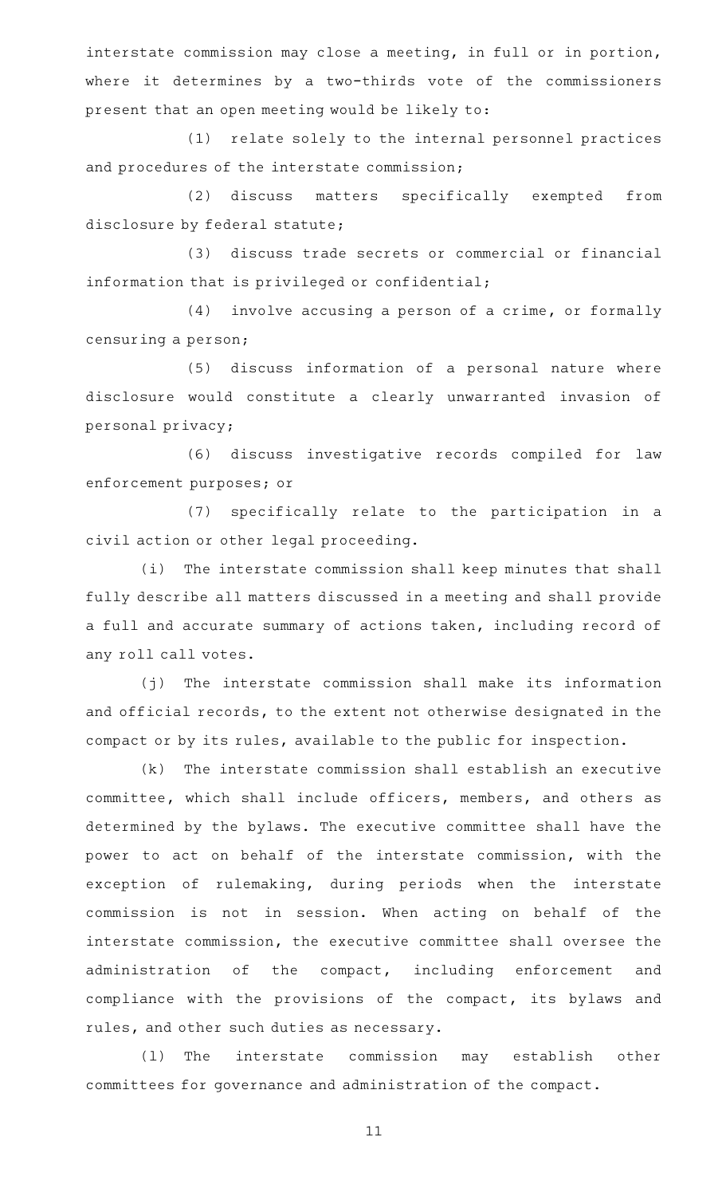interstate commission may close a meeting, in full or in portion, where it determines by a two-thirds vote of the commissioners present that an open meeting would be likely to:

(1) relate solely to the internal personnel practices and procedures of the interstate commission;

(2) discuss matters specifically exempted from disclosure by federal statute;

(3) discuss trade secrets or commercial or financial information that is privileged or confidential;

(4) involve accusing a person of a crime, or formally censuring a person;

(5) discuss information of a personal nature where disclosure would constitute a clearly unwarranted invasion of personal privacy;

(6) discuss investigative records compiled for law enforcement purposes; or

(7) specifically relate to the participation in a civil action or other legal proceeding.

(i) The interstate commission shall keep minutes that shall fully describe all matters discussed in a meeting and shall provide a full and accurate summary of actions taken, including record of any roll call votes.

(j) The interstate commission shall make its information and official records, to the extent not otherwise designated in the compact or by its rules, available to the public for inspection.

(k) The interstate commission shall establish an executive committee, which shall include officers, members, and others as determined by the bylaws. The executive committee shall have the power to act on behalf of the interstate commission, with the exception of rulemaking, during periods when the interstate commission is not in session. When acting on behalf of the interstate commission, the executive committee shall oversee the administration of the compact, including enforcement and compliance with the provisions of the compact, its bylaws and rules, and other such duties as necessary.

(l) The interstate commission may establish other committees for governance and administration of the compact.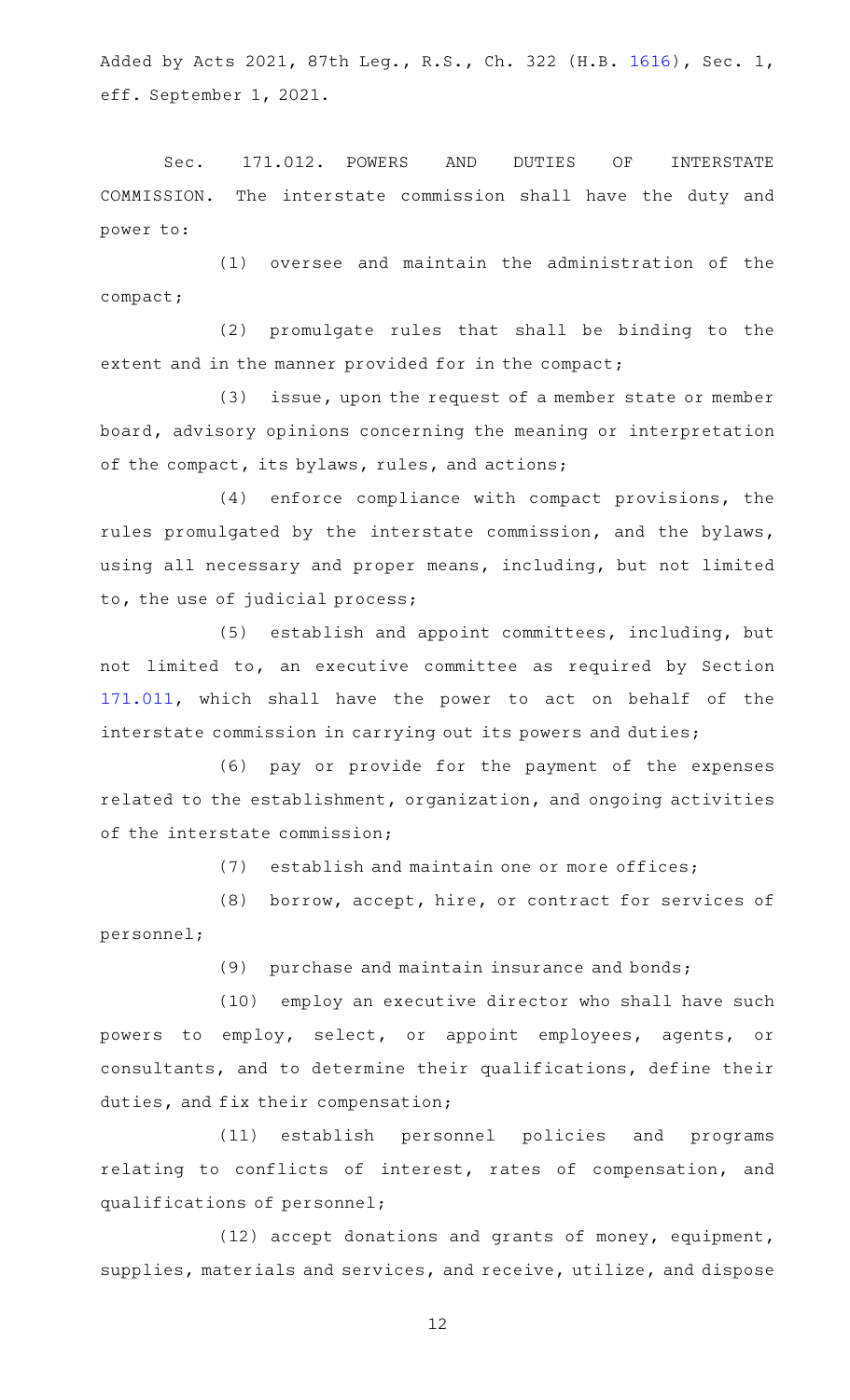Added by Acts 2021, 87th Leg., R.S., Ch. 322 (H.B. 1616), Sec. 1, eff. September 1, 2021.

Sec. 171.012. POWERS AND DUTIES OF INTERSTATE COMMISSION. The interstate commission shall have the duty and power to:

(1) oversee and maintain the administration of the compact;

(2) promulgate rules that shall be binding to the extent and in the manner provided for in the compact;

(3) issue, upon the request of a member state or member board, advisory opinions concerning the meaning or interpretation of the compact, its bylaws, rules, and actions;

(4) enforce compliance with compact provisions, the rules promulgated by the interstate commission, and the bylaws, using all necessary and proper means, including, but not limited to, the use of judicial process;

(5) establish and appoint committees, including, but not limited to, an executive committee as required by Section 171.011, which shall have the power to act on behalf of the interstate commission in carrying out its powers and duties;

(6) pay or provide for the payment of the expenses related to the establishment, organization, and ongoing activities of the interstate commission;

(7) establish and maintain one or more offices;

(8) borrow, accept, hire, or contract for services of personnel;

(9) purchase and maintain insurance and bonds;

(10) employ an executive director who shall have such powers to employ, select, or appoint employees, agents, or consultants, and to determine their qualifications, define their duties, and fix their compensation;

(11) establish personnel policies and programs relating to conflicts of interest, rates of compensation, and qualifications of personnel;

(12) accept donations and grants of money, equipment, supplies, materials and services, and receive, utilize, and dispose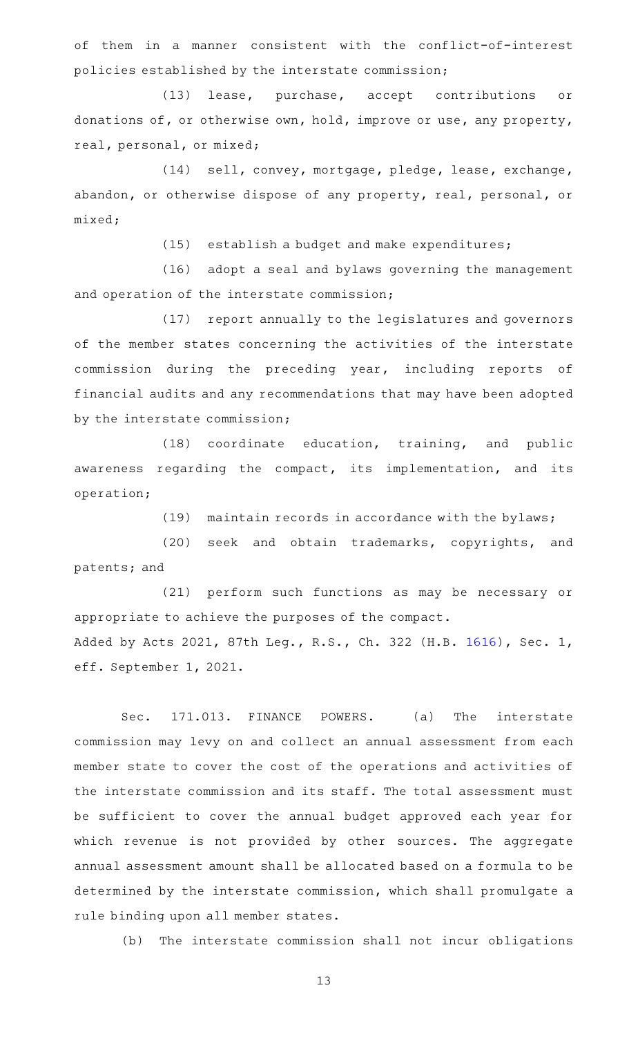of them in a manner consistent with the conflict-of-interest policies established by the interstate commission;

(13) lease, purchase, accept contributions or donations of, or otherwise own, hold, improve or use, any property, real, personal, or mixed;

(14) sell, convey, mortgage, pledge, lease, exchange, abandon, or otherwise dispose of any property, real, personal, or mixed;

(15) establish a budget and make expenditures;

(16) adopt a seal and bylaws governing the management and operation of the interstate commission;

(17) report annually to the legislatures and governors of the member states concerning the activities of the interstate commission during the preceding year, including reports of financial audits and any recommendations that may have been adopted by the interstate commission;

(18) coordinate education, training, and public awareness regarding the compact, its implementation, and its operation;

(19) maintain records in accordance with the bylaws;

(20) seek and obtain trademarks, copyrights, and patents; and

(21) perform such functions as may be necessary or appropriate to achieve the purposes of the compact.

Added by Acts 2021, 87th Leg., R.S., Ch. 322 (H.B. 1616), Sec. 1, eff. September 1, 2021.

Sec. 171.013. FINANCE POWERS. (a) The interstate commission may levy on and collect an annual assessment from each member state to cover the cost of the operations and activities of the interstate commission and its staff. The total assessment must be sufficient to cover the annual budget approved each year for which revenue is not provided by other sources. The aggregate annual assessment amount shall be allocated based on a formula to be determined by the interstate commission, which shall promulgate a rule binding upon all member states.

(b) The interstate commission shall not incur obligations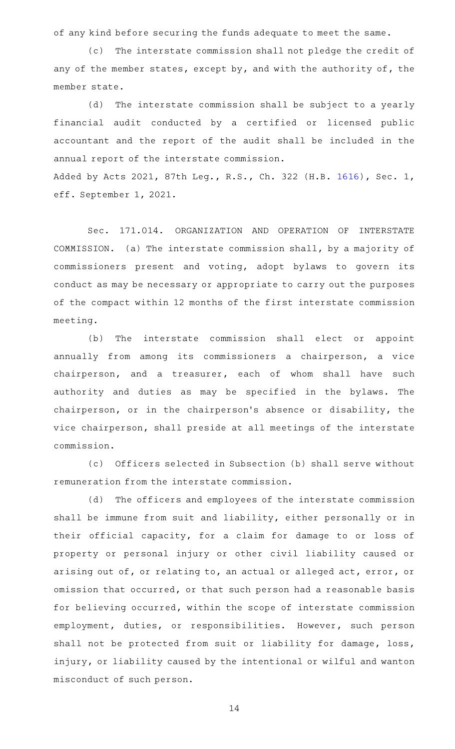of any kind before securing the funds adequate to meet the same.

(c) The interstate commission shall not pledge the credit of any of the member states, except by, and with the authority of, the member state.

(d) The interstate commission shall be subject to a yearly financial audit conducted by a certified or licensed public accountant and the report of the audit shall be included in the annual report of the interstate commission.

Added by Acts 2021, 87th Leg., R.S., Ch. 322 (H.B. 1616), Sec. 1, eff. September 1, 2021.

Sec. 171.014. ORGANIZATION AND OPERATION OF INTERSTATE COMMISSION. (a) The interstate commission shall, by a majority of commissioners present and voting, adopt bylaws to govern its conduct as may be necessary or appropriate to carry out the purposes of the compact within 12 months of the first interstate commission meeting.

(b) The interstate commission shall elect or appoint annually from among its commissioners a chairperson, a vice chairperson, and a treasurer, each of whom shall have such authority and duties as may be specified in the bylaws. The chairperson, or in the chairperson's absence or disability, the vice chairperson, shall preside at all meetings of the interstate commission.

(c) Officers selected in Subsection (b) shall serve without remuneration from the interstate commission.

(d) The officers and employees of the interstate commission shall be immune from suit and liability, either personally or in their official capacity, for a claim for damage to or loss of property or personal injury or other civil liability caused or arising out of, or relating to, an actual or alleged act, error, or omission that occurred, or that such person had a reasonable basis for believing occurred, within the scope of interstate commission employment, duties, or responsibilities. However, such person shall not be protected from suit or liability for damage, loss, injury, or liability caused by the intentional or wilful and wanton misconduct of such person.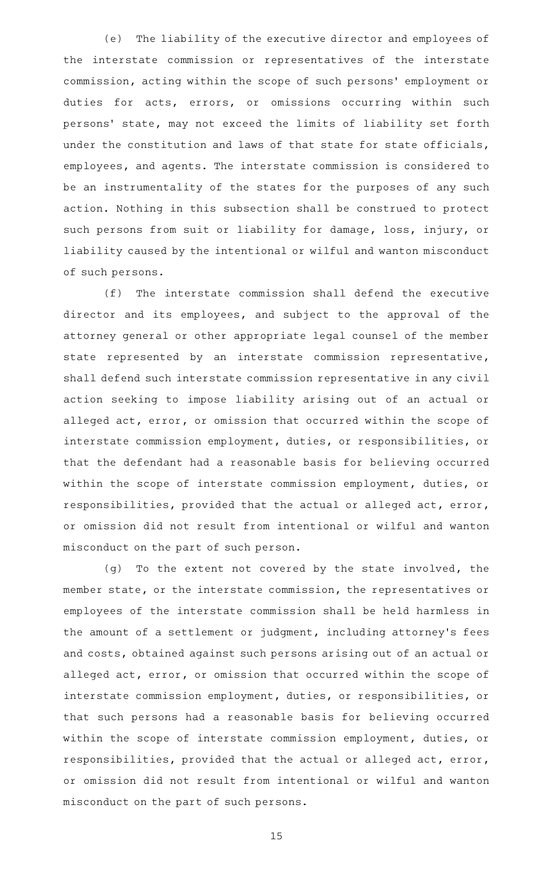(e) The liability of the executive director and employees of the interstate commission or representatives of the interstate commission, acting within the scope of such persons' employment or duties for acts, errors, or omissions occurring within such persons' state, may not exceed the limits of liability set forth under the constitution and laws of that state for state officials, employees, and agents. The interstate commission is considered to be an instrumentality of the states for the purposes of any such action. Nothing in this subsection shall be construed to protect such persons from suit or liability for damage, loss, injury, or liability caused by the intentional or wilful and wanton misconduct of such persons.

(f) The interstate commission shall defend the executive director and its employees, and subject to the approval of the attorney general or other appropriate legal counsel of the member state represented by an interstate commission representative, shall defend such interstate commission representative in any civil action seeking to impose liability arising out of an actual or alleged act, error, or omission that occurred within the scope of interstate commission employment, duties, or responsibilities, or that the defendant had a reasonable basis for believing occurred within the scope of interstate commission employment, duties, or responsibilities, provided that the actual or alleged act, error, or omission did not result from intentional or wilful and wanton misconduct on the part of such person.

(g) To the extent not covered by the state involved, the member state, or the interstate commission, the representatives or employees of the interstate commission shall be held harmless in the amount of a settlement or judgment, including attorney's fees and costs, obtained against such persons arising out of an actual or alleged act, error, or omission that occurred within the scope of interstate commission employment, duties, or responsibilities, or that such persons had a reasonable basis for believing occurred within the scope of interstate commission employment, duties, or responsibilities, provided that the actual or alleged act, error, or omission did not result from intentional or wilful and wanton misconduct on the part of such persons.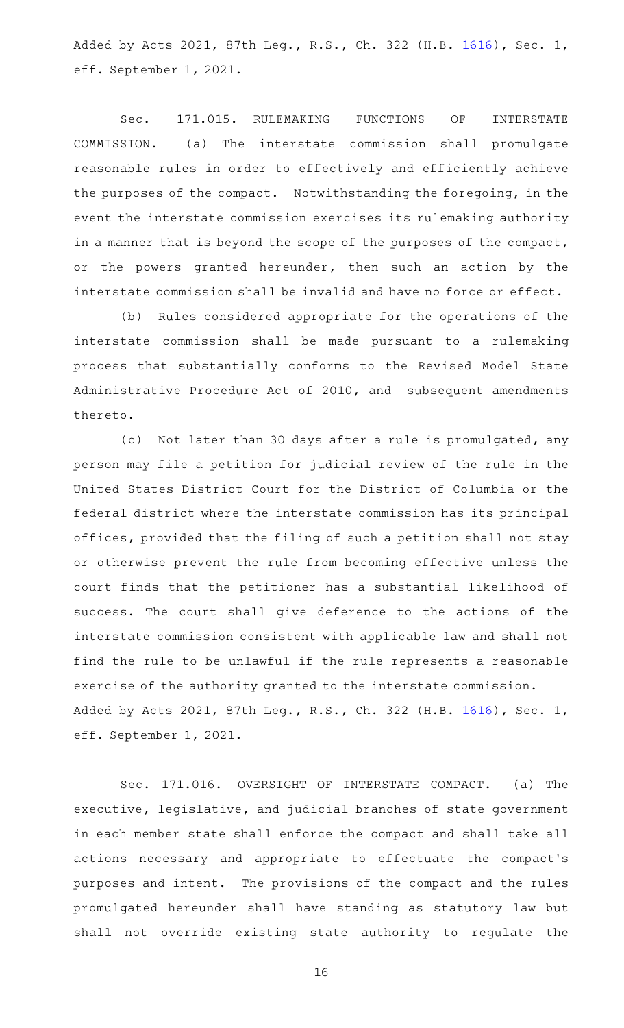Added by Acts 2021, 87th Leg., R.S., Ch. 322 (H.B. 1616), Sec. 1, eff. September 1, 2021.

Sec. 171.015. RULEMAKING FUNCTIONS OF INTERSTATE COMMISSION. (a) The interstate commission shall promulgate reasonable rules in order to effectively and efficiently achieve the purposes of the compact. Notwithstanding the foregoing, in the event the interstate commission exercises its rulemaking authority in a manner that is beyond the scope of the purposes of the compact, or the powers granted hereunder, then such an action by the interstate commission shall be invalid and have no force or effect.

(b) Rules considered appropriate for the operations of the interstate commission shall be made pursuant to a rulemaking process that substantially conforms to the Revised Model State Administrative Procedure Act of 2010, and subsequent amendments thereto.

(c) Not later than 30 days after a rule is promulgated, any person may file a petition for judicial review of the rule in the United States District Court for the District of Columbia or the federal district where the interstate commission has its principal offices, provided that the filing of such a petition shall not stay or otherwise prevent the rule from becoming effective unless the court finds that the petitioner has a substantial likelihood of success. The court shall give deference to the actions of the interstate commission consistent with applicable law and shall not find the rule to be unlawful if the rule represents a reasonable exercise of the authority granted to the interstate commission.

Added by Acts 2021, 87th Leg., R.S., Ch. 322 (H.B. 1616), Sec. 1, eff. September 1, 2021.

Sec. 171.016. OVERSIGHT OF INTERSTATE COMPACT. (a) The executive, legislative, and judicial branches of state government in each member state shall enforce the compact and shall take all actions necessary and appropriate to effectuate the compact's purposes and intent. The provisions of the compact and the rules promulgated hereunder shall have standing as statutory law but shall not override existing state authority to regulate the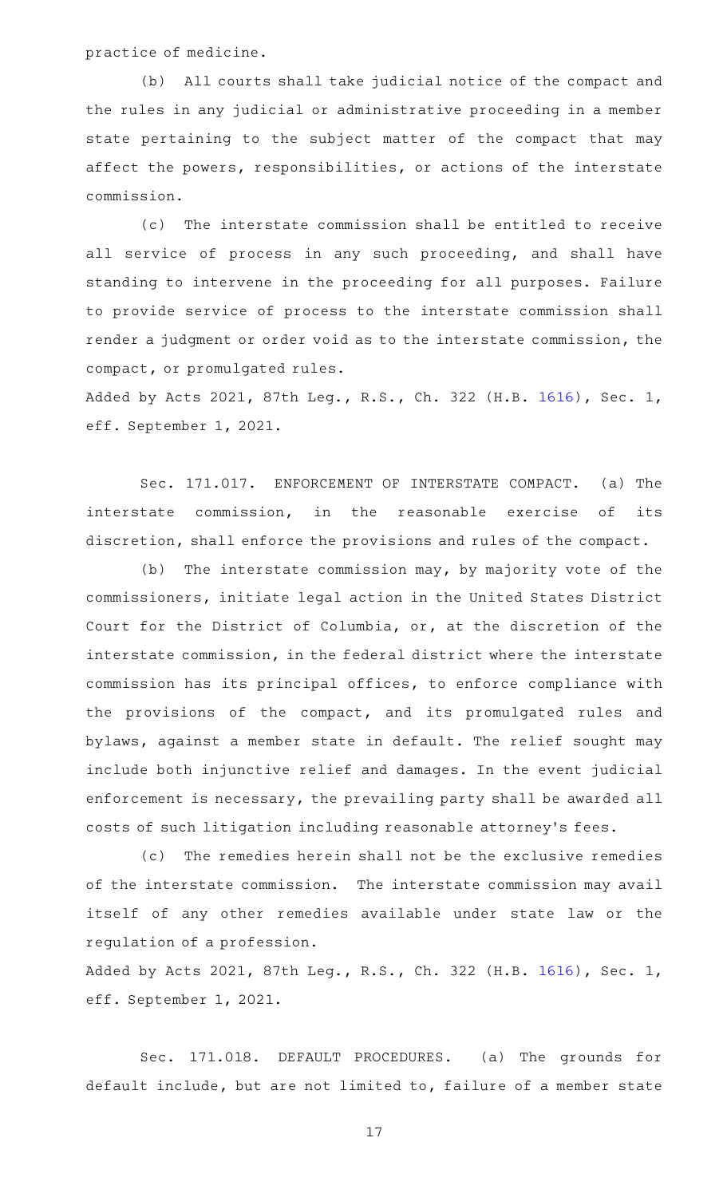practice of medicine.

(b) All courts shall take judicial notice of the compact and the rules in any judicial or administrative proceeding in a member state pertaining to the subject matter of the compact that may affect the powers, responsibilities, or actions of the interstate commission.

(c) The interstate commission shall be entitled to receive all service of process in any such proceeding, and shall have standing to intervene in the proceeding for all purposes. Failure to provide service of process to the interstate commission shall render a judgment or order void as to the interstate commission, the compact, or promulgated rules.

Added by Acts 2021, 87th Leg., R.S., Ch. 322 (H.B. 1616), Sec. 1, eff. September 1, 2021.

Sec. 171.017. ENFORCEMENT OF INTERSTATE COMPACT. (a) The interstate commission, in the reasonable exercise of its discretion, shall enforce the provisions and rules of the compact.

(b) The interstate commission may, by majority vote of the commissioners, initiate legal action in the United States District Court for the District of Columbia, or, at the discretion of the interstate commission, in the federal district where the interstate commission has its principal offices, to enforce compliance with the provisions of the compact, and its promulgated rules and bylaws, against a member state in default. The relief sought may include both injunctive relief and damages. In the event judicial enforcement is necessary, the prevailing party shall be awarded all costs of such litigation including reasonable attorney's fees.

(c) The remedies herein shall not be the exclusive remedies of the interstate commission. The interstate commission may avail itself of any other remedies available under state law or the regulation of a profession.

Added by Acts 2021, 87th Leg., R.S., Ch. 322 (H.B. 1616), Sec. 1, eff. September 1, 2021.

Sec. 171.018. DEFAULT PROCEDURES. (a) The grounds for default include, but are not limited to, failure of a member state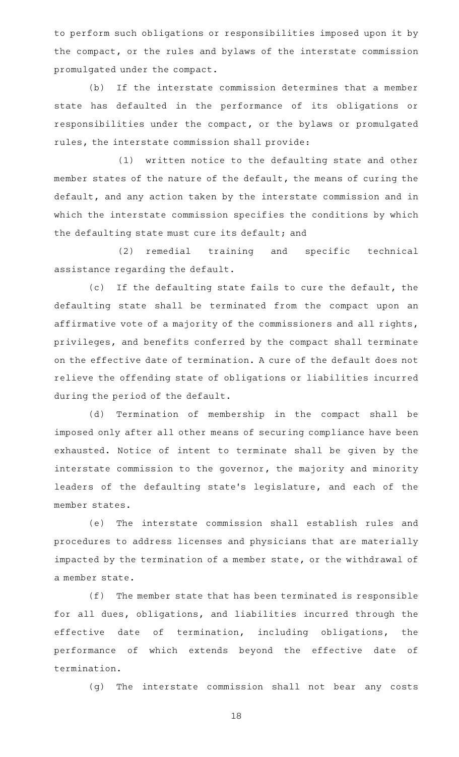to perform such obligations or responsibilities imposed upon it by the compact, or the rules and bylaws of the interstate commission promulgated under the compact.

(b) If the interstate commission determines that a member state has defaulted in the performance of its obligations or responsibilities under the compact, or the bylaws or promulgated rules, the interstate commission shall provide:

(1) written notice to the defaulting state and other member states of the nature of the default, the means of curing the default, and any action taken by the interstate commission and in which the interstate commission specifies the conditions by which the defaulting state must cure its default; and

(2) remedial training and specific technical assistance regarding the default.

(c) If the defaulting state fails to cure the default, the defaulting state shall be terminated from the compact upon an affirmative vote of a majority of the commissioners and all rights, privileges, and benefits conferred by the compact shall terminate on the effective date of termination. A cure of the default does not relieve the offending state of obligations or liabilities incurred during the period of the default.

(d) Termination of membership in the compact shall be imposed only after all other means of securing compliance have been exhausted. Notice of intent to terminate shall be given by the interstate commission to the governor, the majority and minority leaders of the defaulting state's legislature, and each of the member states.

(e) The interstate commission shall establish rules and procedures to address licenses and physicians that are materially impacted by the termination of a member state, or the withdrawal of a member state.

(f) The member state that has been terminated is responsible for all dues, obligations, and liabilities incurred through the effective date of termination, including obligations, the performance of which extends beyond the effective date of termination.

(g) The interstate commission shall not bear any costs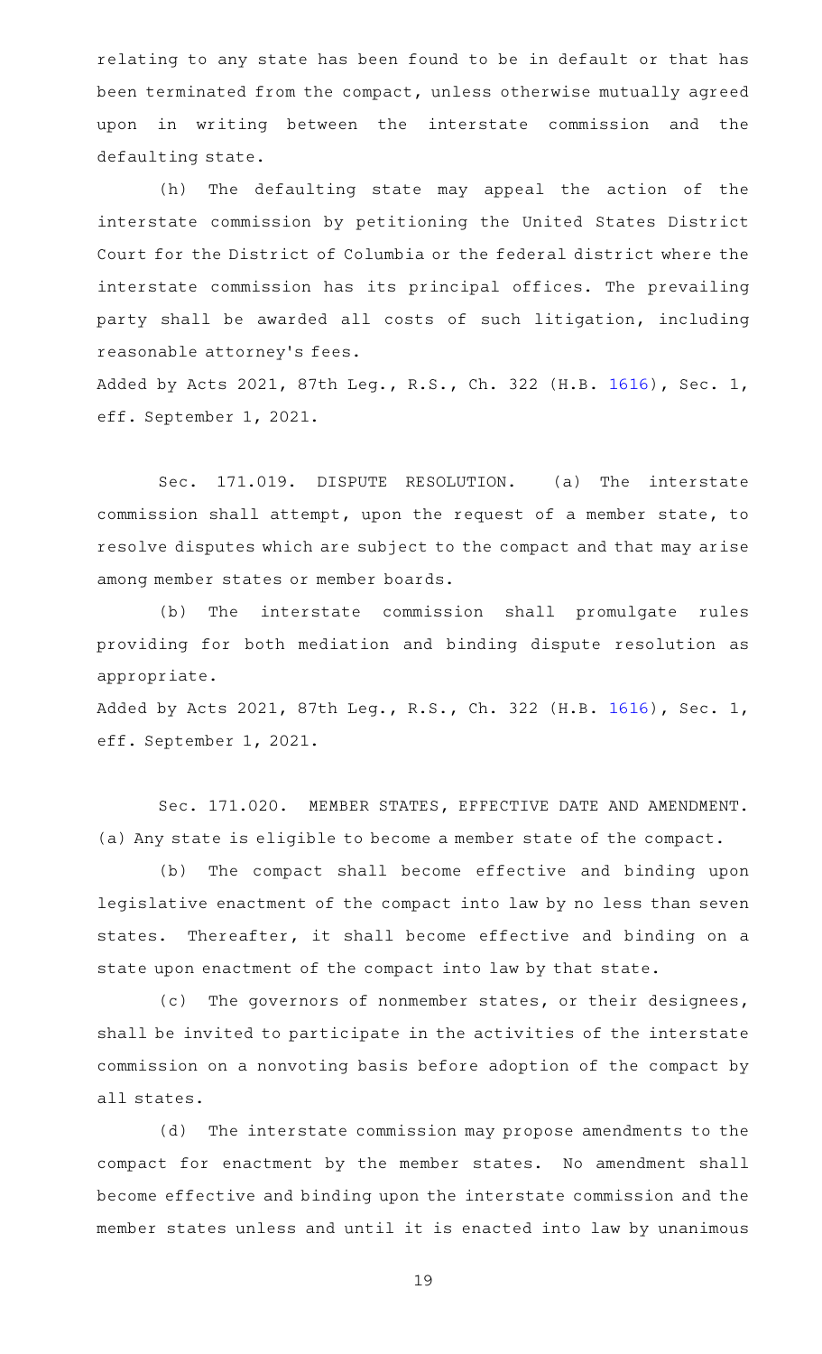relating to any state has been found to be in default or that has been terminated from the compact, unless otherwise mutually agreed upon in writing between the interstate commission and the defaulting state.

(h) The defaulting state may appeal the action of the interstate commission by petitioning the United States District Court for the District of Columbia or the federal district where the interstate commission has its principal offices. The prevailing party shall be awarded all costs of such litigation, including reasonable attorney's fees.

Added by Acts 2021, 87th Leg., R.S., Ch. 322 (H.B. 1616), Sec. 1, eff. September 1, 2021.

Sec. 171.019. DISPUTE RESOLUTION. (a) The interstate commission shall attempt, upon the request of a member state, to resolve disputes which are subject to the compact and that may arise among member states or member boards.

(b) The interstate commission shall promulgate rules providing for both mediation and binding dispute resolution as appropriate.

Added by Acts 2021, 87th Leg., R.S., Ch. 322 (H.B. 1616), Sec. 1, eff. September 1, 2021.

Sec. 171.020. MEMBER STATES, EFFECTIVE DATE AND AMENDMENT. (a) Any state is eligible to become a member state of the compact.

(b) The compact shall become effective and binding upon legislative enactment of the compact into law by no less than seven states. Thereafter, it shall become effective and binding on a state upon enactment of the compact into law by that state.

(c) The governors of nonmember states, or their designees, shall be invited to participate in the activities of the interstate commission on a nonvoting basis before adoption of the compact by all states.

(d) The interstate commission may propose amendments to the compact for enactment by the member states. No amendment shall become effective and binding upon the interstate commission and the member states unless and until it is enacted into law by unanimous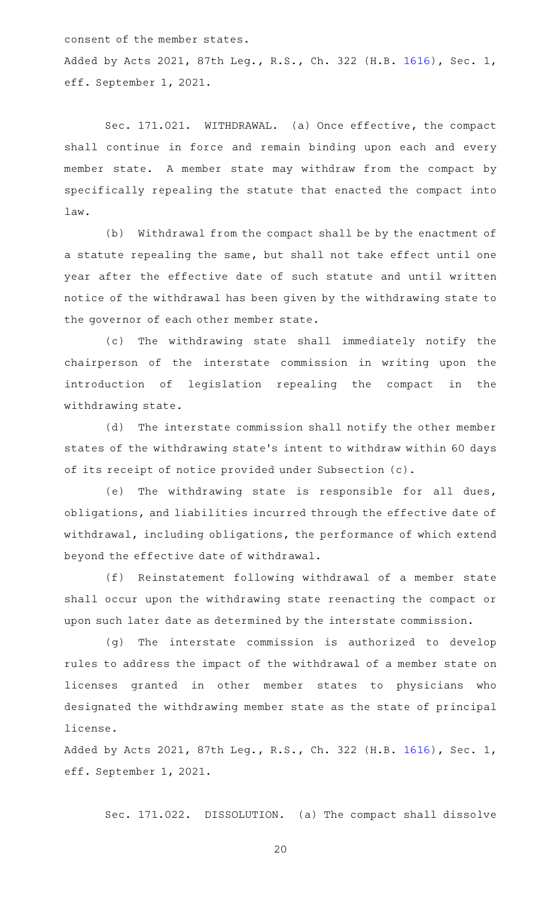consent of the member states.

Added by Acts 2021, 87th Leg., R.S., Ch. 322 (H.B. 1616), Sec. 1, eff. September 1, 2021.

Sec. 171.021. WITHDRAWAL. (a) Once effective, the compact shall continue in force and remain binding upon each and every member state. A member state may withdraw from the compact by specifically repealing the statute that enacted the compact into law.

(b) Withdrawal from the compact shall be by the enactment of a statute repealing the same, but shall not take effect until one year after the effective date of such statute and until written notice of the withdrawal has been given by the withdrawing state to the governor of each other member state.

(c) The withdrawing state shall immediately notify the chairperson of the interstate commission in writing upon the introduction of legislation repealing the compact in the withdrawing state.

(d) The interstate commission shall notify the other member states of the withdrawing state's intent to withdraw within 60 days of its receipt of notice provided under Subsection (c).

(e) The withdrawing state is responsible for all dues, obligations, and liabilities incurred through the effective date of withdrawal, including obligations, the performance of which extend beyond the effective date of withdrawal.

(f) Reinstatement following withdrawal of a member state shall occur upon the withdrawing state reenacting the compact or upon such later date as determined by the interstate commission.

(g) The interstate commission is authorized to develop rules to address the impact of the withdrawal of a member state on licenses granted in other member states to physicians who designated the withdrawing member state as the state of principal license.

Added by Acts 2021, 87th Leg., R.S., Ch. 322 (H.B. 1616), Sec. 1, eff. September 1, 2021.

Sec. 171.022. DISSOLUTION. (a) The compact shall dissolve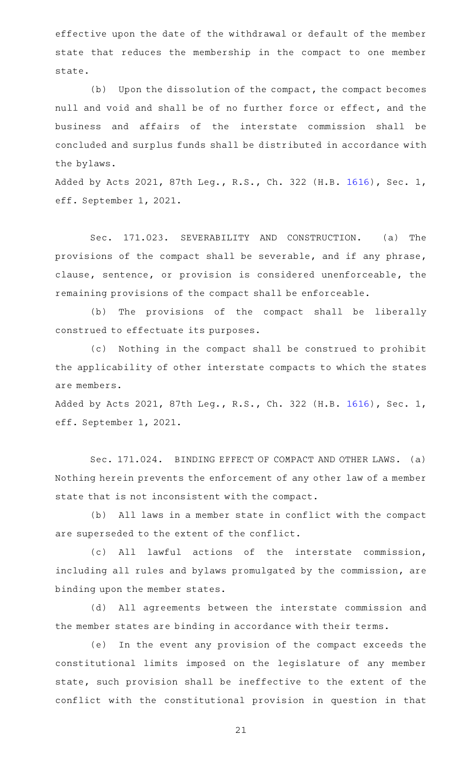effective upon the date of the withdrawal or default of the member state that reduces the membership in the compact to one member state.

(b) Upon the dissolution of the compact, the compact becomes null and void and shall be of no further force or effect, and the business and affairs of the interstate commission shall be concluded and surplus funds shall be distributed in accordance with the bylaws.

Added by Acts 2021, 87th Leg., R.S., Ch. 322 (H.B. 1616), Sec. 1, eff. September 1, 2021.

Sec. 171.023. SEVERABILITY AND CONSTRUCTION. (a) The provisions of the compact shall be severable, and if any phrase, clause, sentence, or provision is considered unenforceable, the remaining provisions of the compact shall be enforceable.

(b) The provisions of the compact shall be liberally construed to effectuate its purposes.

(c) Nothing in the compact shall be construed to prohibit the applicability of other interstate compacts to which the states are members.

Added by Acts 2021, 87th Leg., R.S., Ch. 322 (H.B. 1616), Sec. 1, eff. September 1, 2021.

Sec. 171.024. BINDING EFFECT OF COMPACT AND OTHER LAWS. (a) Nothing herein prevents the enforcement of any other law of a member state that is not inconsistent with the compact.

(b) All laws in a member state in conflict with the compact are superseded to the extent of the conflict.

(c) All lawful actions of the interstate commission, including all rules and bylaws promulgated by the commission, are binding upon the member states.

(d) All agreements between the interstate commission and the member states are binding in accordance with their terms.

(e) In the event any provision of the compact exceeds the constitutional limits imposed on the legislature of any member state, such provision shall be ineffective to the extent of the conflict with the constitutional provision in question in that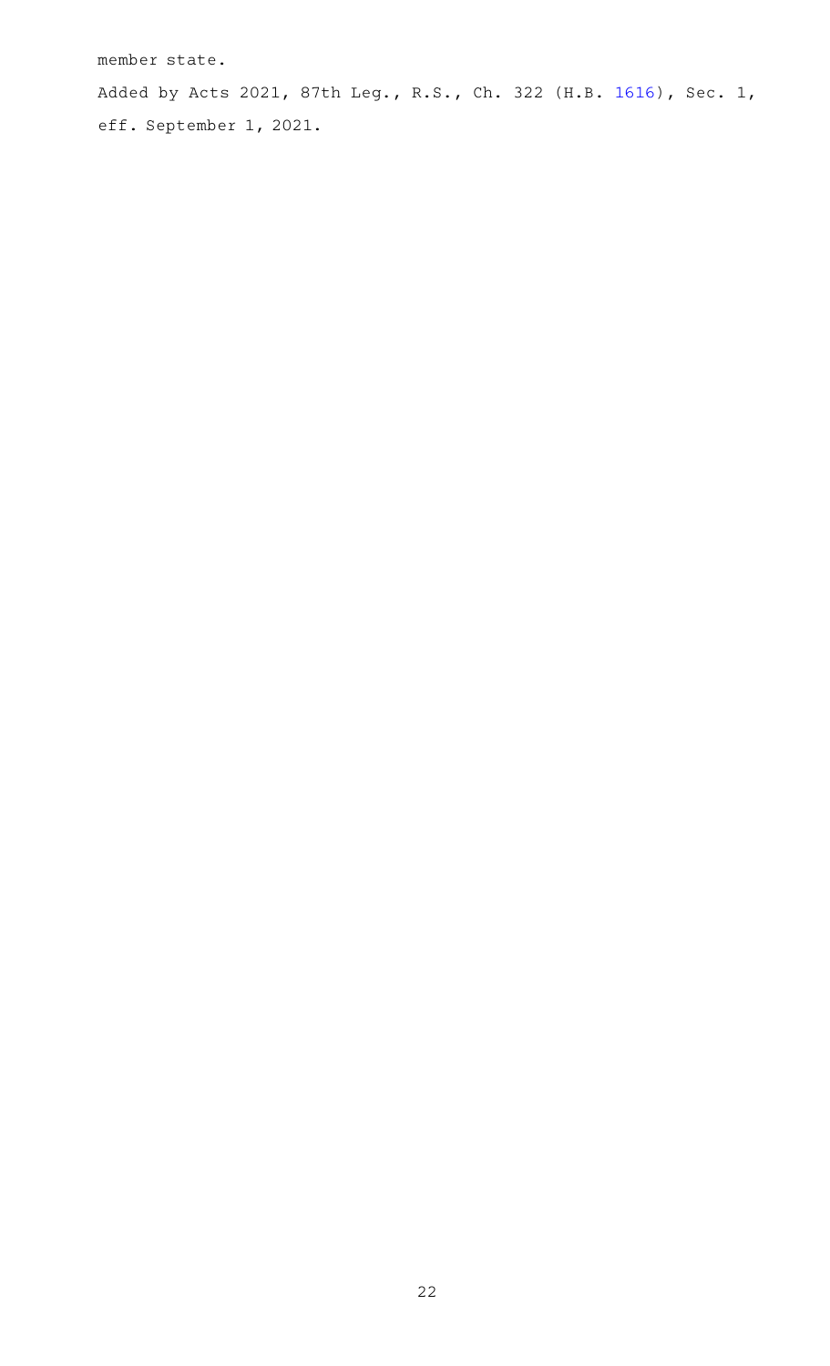member state.

Added by Acts 2021, 87th Leg., R.S., Ch. 322 (H.B. 1616), Sec. 1, eff. September 1, 2021.